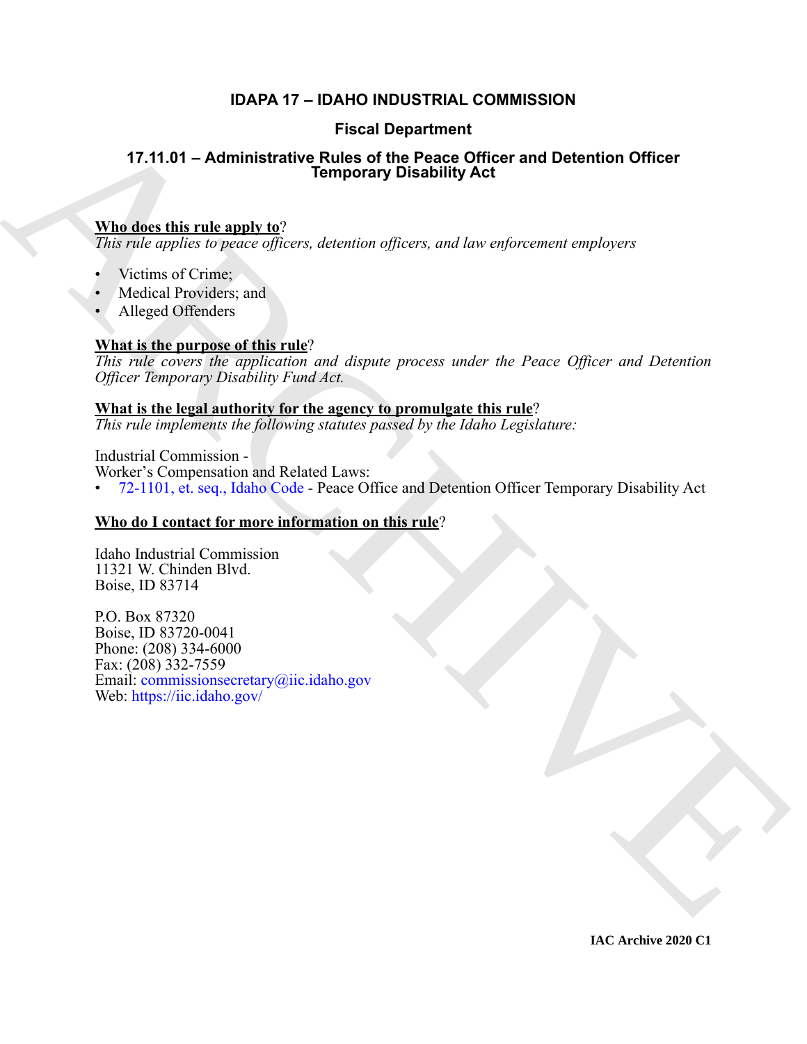# IDAPA 17 – IDAHO INDUSTRIAL COMMISSION

## Fiscal Department

## 17.11.01 – Administrative Rules of the Peace Officer and Detention Officer Temporary Disability Act

**Who does this rule apply to**?

*This rule applies to peace officers, detention officers, and law enforcement employers*

- Victims of Crime;
- Medical Providers; and
- Alleged Offenders

**What is the purpose of this rule**?

*This rule covers the application and dispute process under the Peace Officer and Detention Officer Temporary Disability Fund Act.*

**What is the legal authority for the agency to promulgate this rule**?

*This rule implements the following statutes passed by the Idaho Legislature:*

Industrial Commission -
Worker's Compensation and Related Laws:

- 72-1101, et. seq., Idaho Code - Peace Office and Detention Officer Temporary Disability Act

**Who do I contact for more information on this rule**?

Idaho Industrial Commission
11321 W. Chinden Blvd.
Boise, ID 83714

P.O. Box 87320
Boise, ID 83720-0041
Phone: (208) 334-6000
Fax: (208) 332-7559
Email: commissionsecretary@iic.idaho.gov
Web: https://iic.idaho.gov/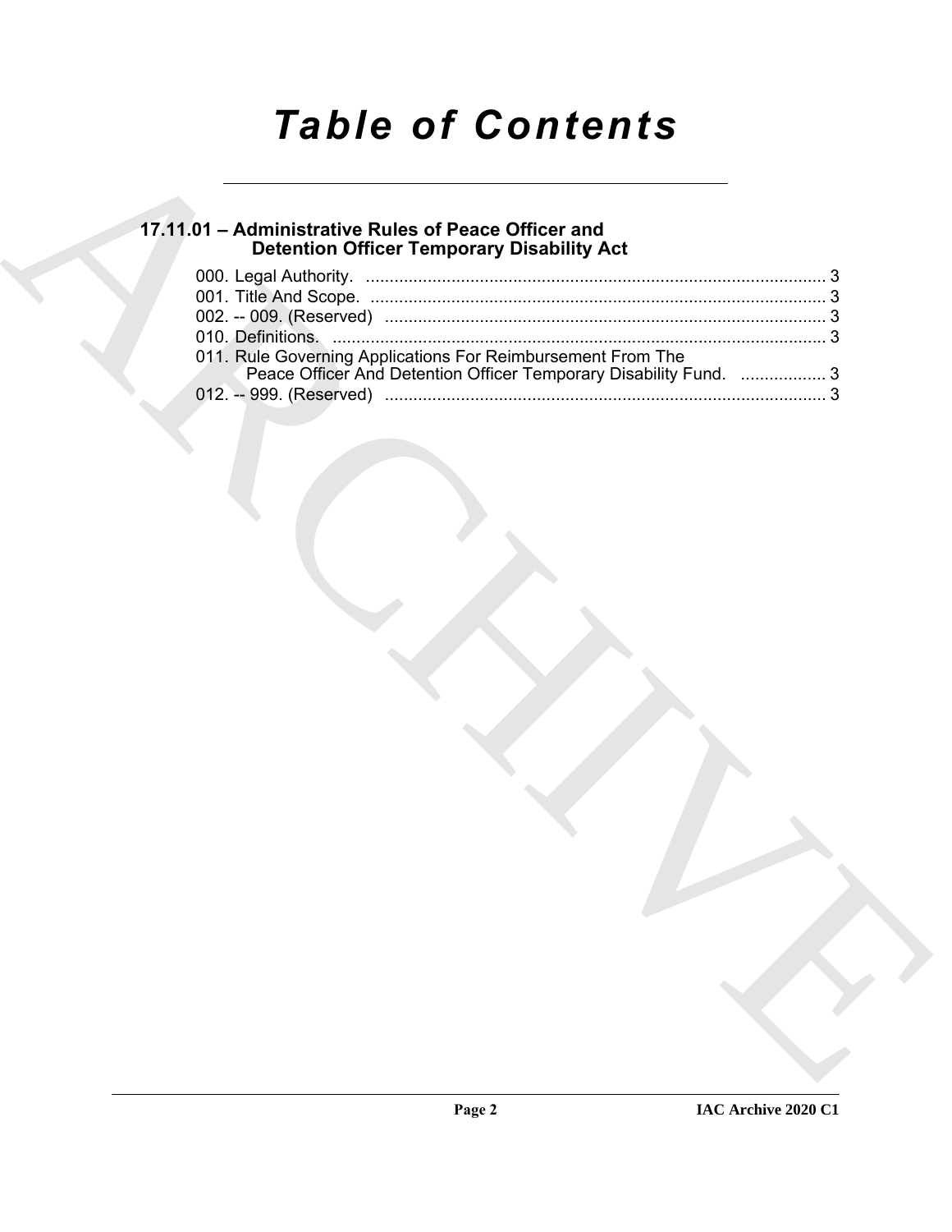# Table of Contents

## 17.11.01 – Administrative Rules of Peace Officer and Detention Officer Temporary Disability Act

000. Legal Authority. ........................................................................................ 3
001. Title And Scope. ........................................................................................ 3
002. -- 009. (Reserved) ..................................................................................... 3
010. Definitions. ............................................................................................... 3
011. Rule Governing Applications For Reimbursement From The Peace Officer And Detention Officer Temporary Disability Fund. .................. 3
012. -- 999. (Reserved) ..................................................................................... 3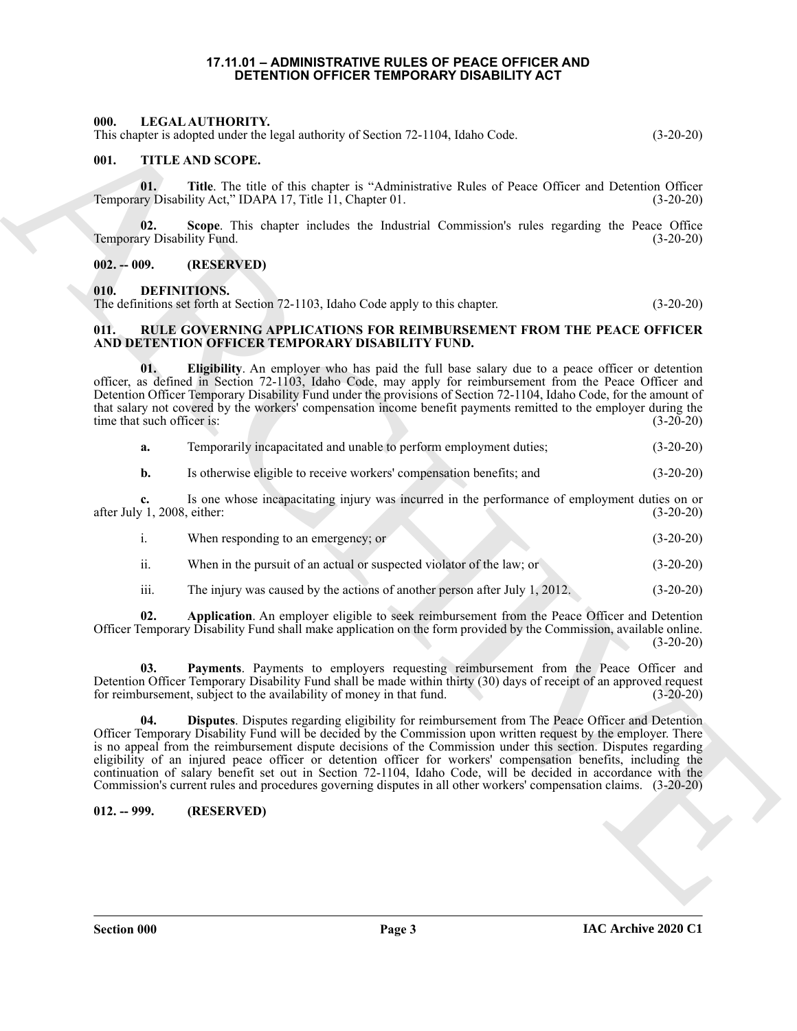# 17.11.01 – ADMINISTRATIVE RULES OF PEACE OFFICER AND DETENTION OFFICER TEMPORARY DISABILITY ACT

**000. LEGAL AUTHORITY.**
This chapter is adopted under the legal authority of Section 72-1104, Idaho Code. (3-20-20)

**001. TITLE AND SCOPE.**

**01. Title**. The title of this chapter is "Administrative Rules of Peace Officer and Detention Officer Temporary Disability Act," IDAPA 17, Title 11, Chapter 01. (3-20-20)

**02. Scope**. This chapter includes the Industrial Commission's rules regarding the Peace Office Temporary Disability Fund. (3-20-20)

**002. -- 009. (RESERVED)**

**010. DEFINITIONS.**
The definitions set forth at Section 72-1103, Idaho Code apply to this chapter. (3-20-20)

**011. RULE GOVERNING APPLICATIONS FOR REIMBURSEMENT FROM THE PEACE OFFICER AND DETENTION OFFICER TEMPORARY DISABILITY FUND.**

**01. Eligibility**. An employer who has paid the full base salary due to a peace officer or detention officer, as defined in Section 72-1103, Idaho Code, may apply for reimbursement from the Peace Officer and Detention Officer Temporary Disability Fund under the provisions of Section 72-1104, Idaho Code, for the amount of that salary not covered by the workers' compensation income benefit payments remitted to the employer during the time that such officer is: (3-20-20)

**a.** Temporarily incapacitated and unable to perform employment duties; (3-20-20)

**b.** Is otherwise eligible to receive workers' compensation benefits; and (3-20-20)

**c.** Is one whose incapacitating injury was incurred in the performance of employment duties on or after July 1, 2008, either: (3-20-20)

i. When responding to an emergency; or (3-20-20)

ii. When in the pursuit of an actual or suspected violator of the law; or (3-20-20)

iii. The injury was caused by the actions of another person after July 1, 2012. (3-20-20)

**02. Application**. An employer eligible to seek reimbursement from the Peace Officer and Detention Officer Temporary Disability Fund shall make application on the form provided by the Commission, available online. (3-20-20)

**03. Payments**. Payments to employers requesting reimbursement from the Peace Officer and Detention Officer Temporary Disability Fund shall be made within thirty (30) days of receipt of an approved request for reimbursement, subject to the availability of money in that fund. (3-20-20)

**04. Disputes**. Disputes regarding eligibility for reimbursement from The Peace Officer and Detention Officer Temporary Disability Fund will be decided by the Commission upon written request by the employer. There is no appeal from the reimbursement dispute decisions of the Commission under this section. Disputes regarding eligibility of an injured peace officer or detention officer for workers' compensation benefits, including the continuation of salary benefit set out in Section 72-1104, Idaho Code, will be decided in accordance with the Commission's current rules and procedures governing disputes in all other workers' compensation claims. (3-20-20)

**012. -- 999. (RESERVED)**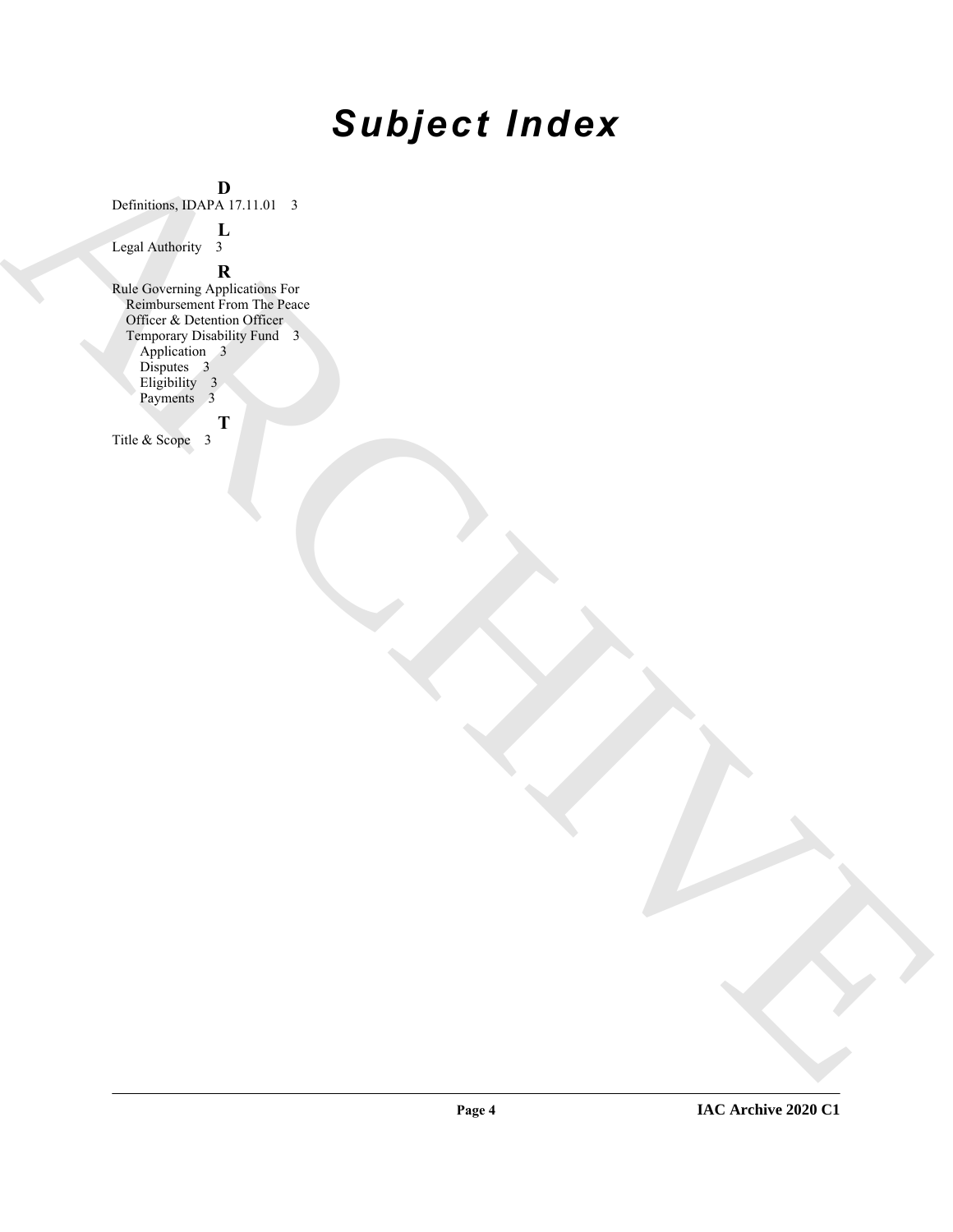# *Subject Index*

**D**

Definitions, IDAPA 17.11.01 3

**L**

Legal Authority 3

**R**

Rule Governing Applications For Reimbursement From The Peace Officer & Detention Officer Temporary Disability Fund 3
- Application 3
- Disputes 3
- Eligibility 3
- Payments 3

**T**

Title & Scope 3